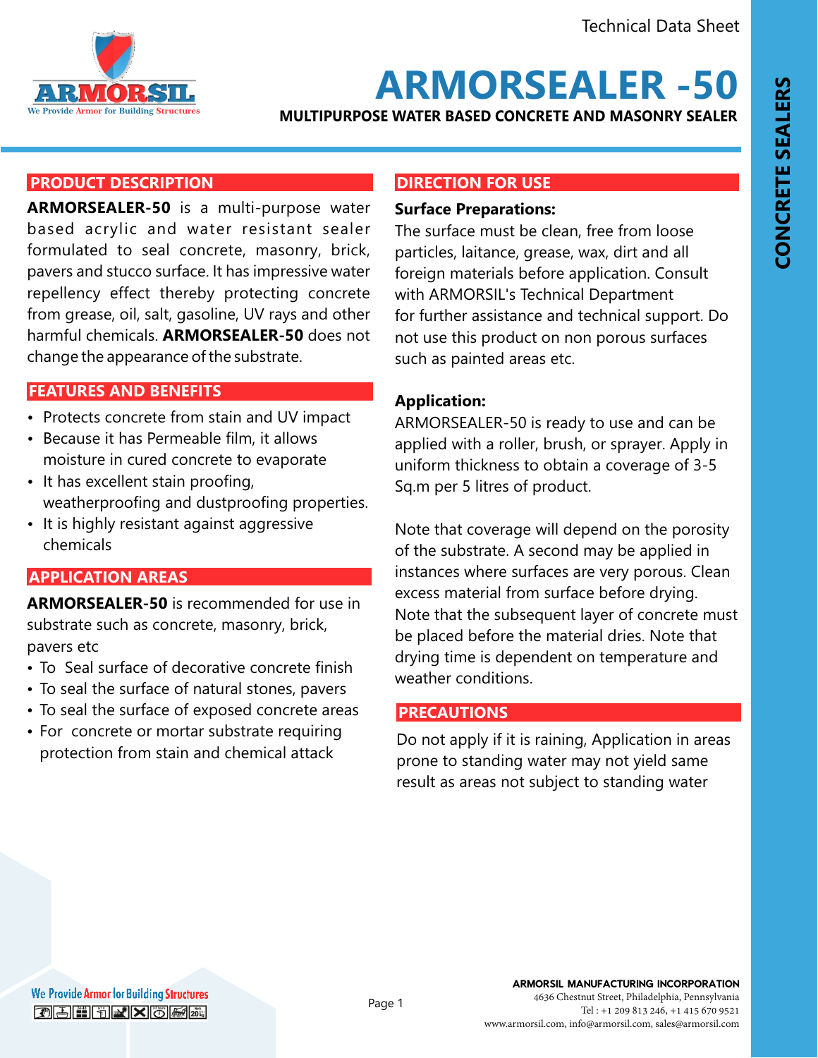Technical Data Sheet

# ARMORSEALER -50

**MULTIPURPOSE WATER BASED CONCRETE AND MASONRY SEALER**

CONCRETE SEALERS

## PRODUCT DESCRIPTION

**ARMORSEALER-50** is a multi-purpose water based acrylic and water resistant sealer formulated to seal concrete, masonry, brick, pavers and stucco surface. It has impressive water repellency effect thereby protecting concrete from grease, oil, salt, gasoline, UV rays and other harmful chemicals. **ARMORSEALER-50** does not change the appearance of the substrate.

## FEATURES AND BENEFITS

- Protects concrete from stain and UV impact
- Because it has Permeable film, it allows moisture in cured concrete to evaporate
- It has excellent stain proofing, weatherproofing and dustproofing properties.
- It is highly resistant against aggressive chemicals

## APPLICATION AREAS

**ARMORSEALER-50** is recommended for use in substrate such as concrete, masonry, brick, pavers etc

- To Seal surface of decorative concrete finish
- To seal the surface of natural stones, pavers
- To seal the surface of exposed concrete areas
- For concrete or mortar substrate requiring protection from stain and chemical attack

## DIRECTION FOR USE

**Surface Preparations:**

The surface must be clean, free from loose particles, laitance, grease, wax, dirt and all foreign materials before application. Consult with ARMORSIL's Technical Department for further assistance and technical support. Do not use this product on non porous surfaces such as painted areas etc.

**Application:**

ARMORSEALER-50 is ready to use and can be applied with a roller, brush, or sprayer. Apply in uniform thickness to obtain a coverage of 3-5 Sq.m per 5 litres of product.

Note that coverage will depend on the porosity of the substrate. A second may be applied in instances where surfaces are very porous. Clean excess material from surface before drying. Note that the subsequent layer of concrete must be placed before the material dries. Note that drying time is dependent on temperature and weather conditions.

## PRECAUTIONS

Do not apply if it is raining, Application in areas prone to standing water may not yield same result as areas not subject to standing water

**ARMORSIL MANUFACTURING INCORPORATION**
4636 Chestnut Street, Philadelphia, Pennsylvania
Tel : +1 209 813 246, +1 415 670 9521
www.armorsil.com, info@armorsil.com, sales@armorsil.com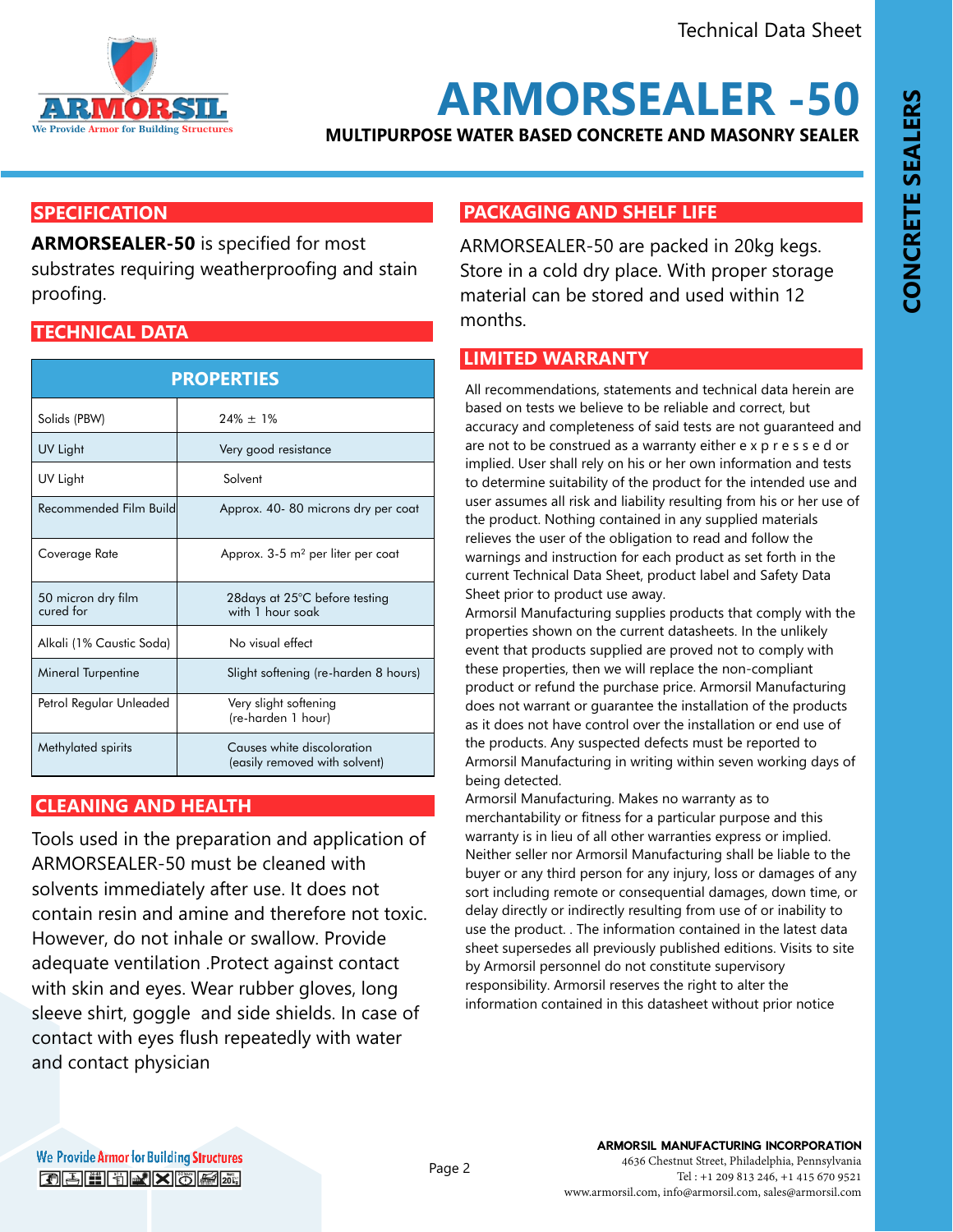Technical Data Sheet

# ARMORSEALER -50

**MULTIPURPOSE WATER BASED CONCRETE AND MASONRY SEALER**

CONCRETE SEALERS

## SPECIFICATION

**ARMORSEALER-50** is specified for most substrates requiring weatherproofing and stain proofing.

## TECHNICAL DATA

| PROPERTIES | |
|---|---|
| Solids (PBW) | 24% ± 1% |
| UV Light | Very good resistance |
| UV Light | Solvent |
| Recommended Film Build | Approx. 40- 80 microns dry per coat |
| Coverage Rate | Approx. 3-5 m² per liter per coat |
| 50 micron dry film cured for | 28days at 25°C before testing with 1 hour soak |
| Alkali (1% Caustic Soda) | No visual effect |
| Mineral Turpentine | Slight softening (re-harden 8 hours) |
| Petrol Regular Unleaded | Very slight softening (re-harden 1 hour) |
| Methylated spirits | Causes white discoloration (easily removed with solvent) |

## CLEANING AND HEALTH

Tools used in the preparation and application of ARMORSEALER-50 must be cleaned with solvents immediately after use. It does not contain resin and amine and therefore not toxic. However, do not inhale or swallow. Provide adequate ventilation .Protect against contact with skin and eyes. Wear rubber gloves, long sleeve shirt, goggle and side shields. In case of contact with eyes flush repeatedly with water and contact physician

## PACKAGING AND SHELF LIFE

ARMORSEALER-50 are packed in 20kg kegs. Store in a cold dry place. With proper storage material can be stored and used within 12 months.

## LIMITED WARRANTY

All recommendations, statements and technical data herein are based on tests we believe to be reliable and correct, but accuracy and completeness of said tests are not guaranteed and are not to be construed as a warranty either e x p r e s s e d or implied. User shall rely on his or her own information and tests to determine suitability of the product for the intended use and user assumes all risk and liability resulting from his or her use of the product. Nothing contained in any supplied materials relieves the user of the obligation to read and follow the warnings and instruction for each product as set forth in the current Technical Data Sheet, product label and Safety Data Sheet prior to product use away.

Armorsil Manufacturing supplies products that comply with the properties shown on the current datasheets. In the unlikely event that products supplied are proved not to comply with these properties, then we will replace the non-compliant product or refund the purchase price. Armorsil Manufacturing does not warrant or guarantee the installation of the products as it does not have control over the installation or end use of the products. Any suspected defects must be reported to Armorsil Manufacturing in writing within seven working days of being detected.

Armorsil Manufacturing. Makes no warranty as to merchantability or fitness for a particular purpose and this warranty is in lieu of all other warranties express or implied. Neither seller nor Armorsil Manufacturing shall be liable to the buyer or any third person for any injury, loss or damages of any sort including remote or consequential damages, down time, or delay directly or indirectly resulting from use of or inability to use the product. . The information contained in the latest data sheet supersedes all previously published editions. Visits to site by Armorsil personnel do not constitute supervisory responsibility. Armorsil reserves the right to alter the information contained in this datasheet without prior notice

We Provide Armor for Building Structures

**ARMORSIL MANUFACTURING INCORPORATION**
4636 Chestnut Street, Philadelphia, Pennsylvania
Tel : +1 209 813 246, +1 415 670 9521
www.armorsil.com, info@armorsil.com, sales@armorsil.com